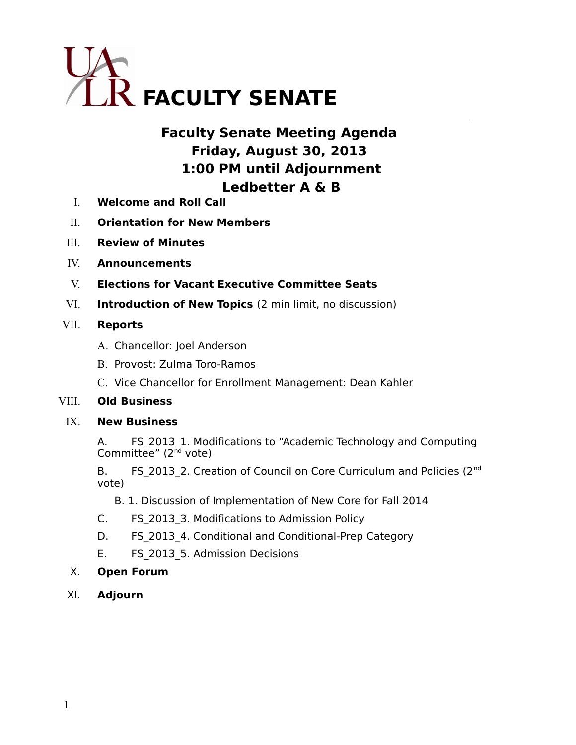# UALR FACULTY SENATE

## Faculty Senate Meeting Agenda
## Friday, August 30, 2013
## 1:00 PM until Adjournment
## Ledbetter A & B

I. **Welcome and Roll Call**

II. **Orientation for New Members**

III. **Review of Minutes**

IV. **Announcements**

V. **Elections for Vacant Executive Committee Seats**

VI. **Introduction of New Topics** (2 min limit, no discussion)

VII. **Reports**

   A. Chancellor: Joel Anderson

   B. Provost: Zulma Toro-Ramos

   C. Vice Chancellor for Enrollment Management: Dean Kahler

VIII. **Old Business**

IX. **New Business**

   A. FS_2013_1. Modifications to "Academic Technology and Computing Committee" (2nd vote)

   B. FS_2013_2. Creation of Council on Core Curriculum and Policies (2nd vote)

      B. 1. Discussion of Implementation of New Core for Fall 2014

   C. FS_2013_3. Modifications to Admission Policy

   D. FS_2013_4. Conditional and Conditional-Prep Category

   E. FS_2013_5. Admission Decisions

X. **Open Forum**

XI. **Adjourn**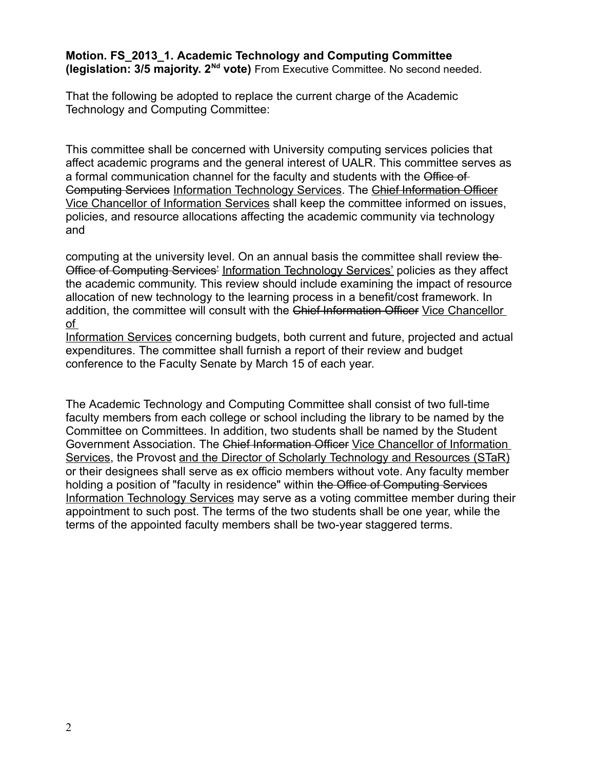**Motion. FS_2013_1. Academic Technology and Computing Committee (legislation: 3/5 majority. 2[Nd] vote)** From Executive Committee. No second needed.

That the following be adopted to replace the current charge of the Academic Technology and Computing Committee:

This committee shall be concerned with University computing services policies that affect academic programs and the general interest of UALR. This committee serves as a formal communication channel for the faculty and students with the ~~Office of Computing Services~~ <u>Information Technology Services</u>. The ~~Chief Information Officer~~ <u>Vice Chancellor of Information Services</u> shall keep the committee informed on issues, policies, and resource allocations affecting the academic community via technology and

computing at the university level. On an annual basis the committee shall review ~~the Office of Computing Services'~~ <u>Information Technology Services'</u> policies as they affect the academic community. This review should include examining the impact of resource allocation of new technology to the learning process in a benefit/cost framework. In addition, the committee will consult with the ~~Chief Information Officer~~ <u>Vice Chancellor of Information Services</u> concerning budgets, both current and future, projected and actual expenditures. The committee shall furnish a report of their review and budget conference to the Faculty Senate by March 15 of each year.

The Academic Technology and Computing Committee shall consist of two full-time faculty members from each college or school including the library to be named by the Committee on Committees. In addition, two students shall be named by the Student Government Association. The ~~Chief Information Officer~~ <u>Vice Chancellor of Information Services</u>, the Provost <u>and the Director of Scholarly Technology and Resources (STaR)</u> or their designees shall serve as ex officio members without vote. Any faculty member holding a position of "faculty in residence" within ~~the Office of Computing Services~~ <u>Information Technology Services</u> may serve as a voting committee member during their appointment to such post. The terms of the two students shall be one year, while the terms of the appointed faculty members shall be two-year staggered terms.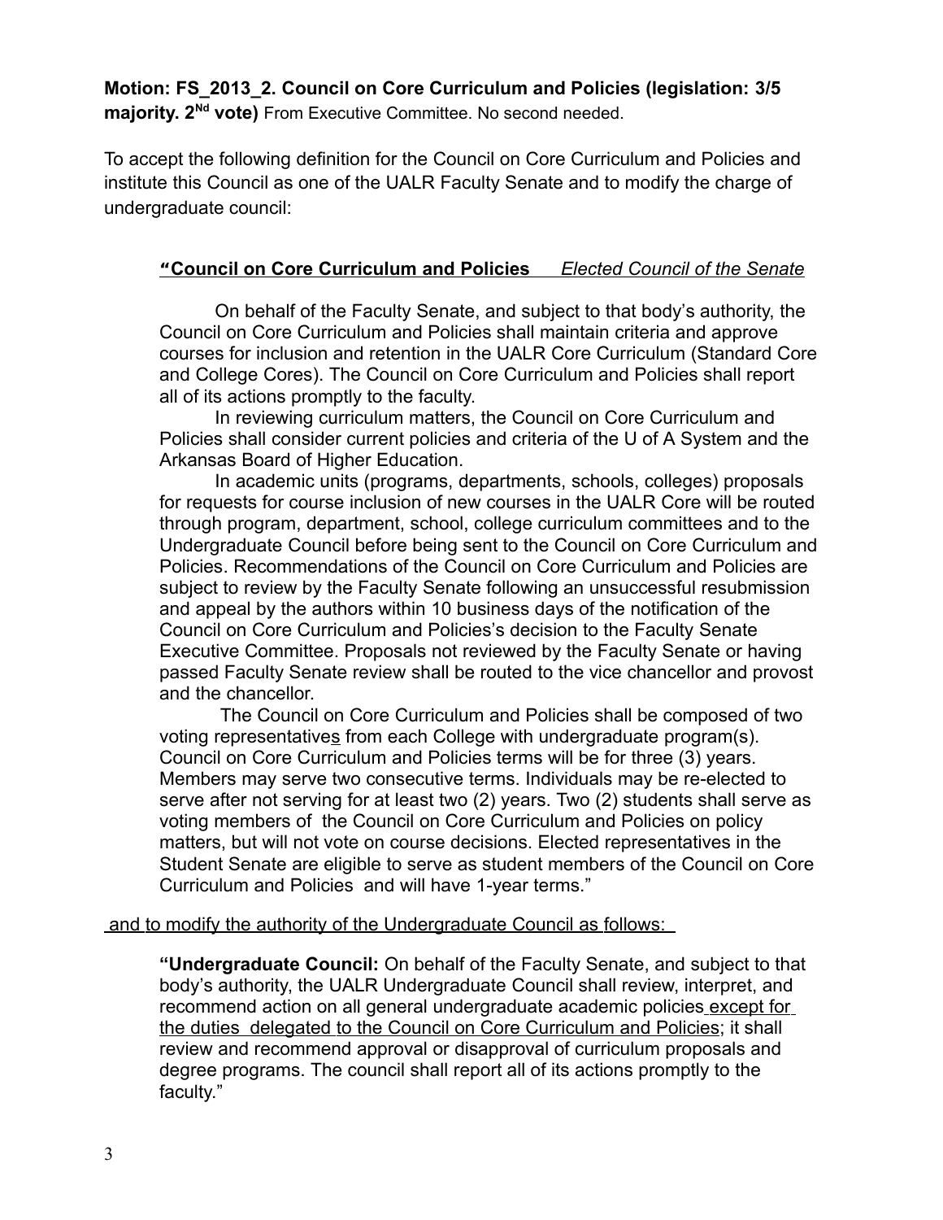**Motion: FS_2013_2. Council on Core Curriculum and Policies (legislation: 3/5 majority. 2[Nd] vote)** From Executive Committee. No second needed.

To accept the following definition for the Council on Core Curriculum and Policies and institute this Council as one of the UALR Faculty Senate and to modify the charge of undergraduate council:

> <u>**"Council on Core Curriculum and Policies** *Elected Council of the Senate*</u>
>
> On behalf of the Faculty Senate, and subject to that body's authority, the Council on Core Curriculum and Policies shall maintain criteria and approve courses for inclusion and retention in the UALR Core Curriculum (Standard Core and College Cores). The Council on Core Curriculum and Policies shall report all of its actions promptly to the faculty.
>
> In reviewing curriculum matters, the Council on Core Curriculum and Policies shall consider current policies and criteria of the U of A System and the Arkansas Board of Higher Education.
>
> In academic units (programs, departments, schools, colleges) proposals for requests for course inclusion of new courses in the UALR Core will be routed through program, department, school, college curriculum committees and to the Undergraduate Council before being sent to the Council on Core Curriculum and Policies. Recommendations of the Council on Core Curriculum and Policies are subject to review by the Faculty Senate following an unsuccessful resubmission and appeal by the authors within 10 business days of the notification of the Council on Core Curriculum and Policies's decision to the Faculty Senate Executive Committee. Proposals not reviewed by the Faculty Senate or having passed Faculty Senate review shall be routed to the vice chancellor and provost and the chancellor.
>
> The Council on Core Curriculum and Policies shall be composed of two voting representative<u>s</u> from each College with undergraduate program(s). Council on Core Curriculum and Policies terms will be for three (3) years. Members may serve two consecutive terms. Individuals may be re-elected to serve after not serving for at least two (2) years. Two (2) students shall serve as voting members of the Council on Core Curriculum and Policies on policy matters, but will not vote on course decisions. Elected representatives in the Student Senate are eligible to serve as student members of the Council on Core Curriculum and Policies and will have 1-year terms."

<u>and to modify the authority of the Undergraduate Council as follows:</u>

> **"Undergraduate Council:** On behalf of the Faculty Senate, and subject to that body's authority, the UALR Undergraduate Council shall review, interpret, and recommend action on all general undergraduate academic policies<u> except for the duties delegated to the Council on Core Curriculum and Policies</u>; it shall review and recommend approval or disapproval of curriculum proposals and degree programs. The council shall report all of its actions promptly to the faculty."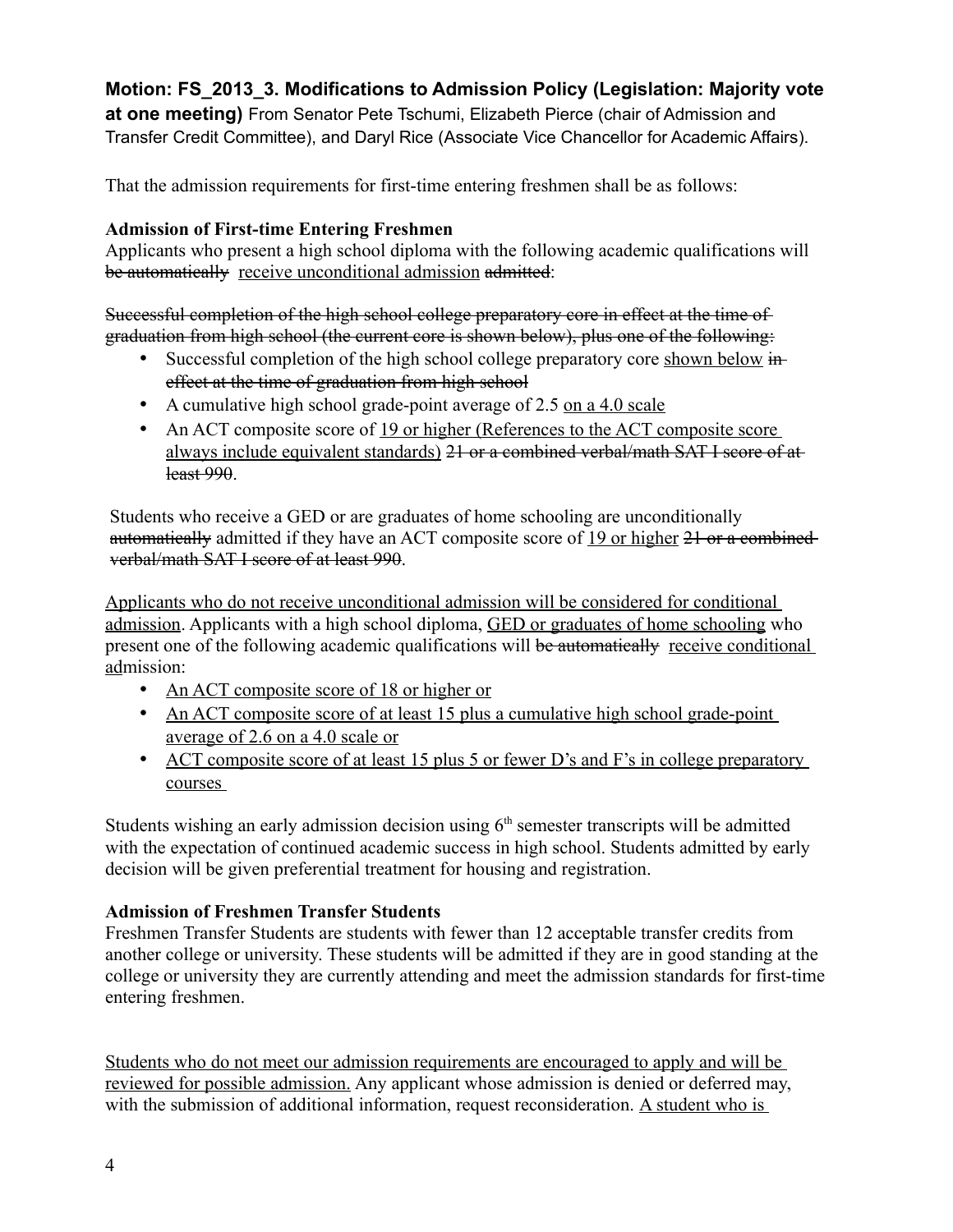**Motion: FS_2013_3. Modifications to Admission Policy (Legislation: Majority vote at one meeting)** From Senator Pete Tschumi, Elizabeth Pierce (chair of Admission and Transfer Credit Committee), and Daryl Rice (Associate Vice Chancellor for Academic Affairs).

That the admission requirements for first-time entering freshmen shall be as follows:

**Admission of First-time Entering Freshmen**

Applicants who present a high school diploma with the following academic qualifications will ~~be automatically~~ <u>receive unconditional admission</u> ~~admitted~~:

~~Successful completion of the high school college preparatory core in effect at the time of graduation from high school (the current core is shown below), plus one of the following:~~

- Successful completion of the high school college preparatory core <u>shown below</u> ~~in effect at the time of graduation from high school~~
- A cumulative high school grade-point average of 2.5 <u>on a 4.0 scale</u>
- An ACT composite score of <u>19 or higher (References to the ACT composite score always include equivalent standards)</u> ~~21 or a combined verbal/math SAT I score of at least 990~~.

Students who receive a GED or are graduates of home schooling are unconditionally ~~automatically~~ admitted if they have an ACT composite score of <u>19 or higher</u> ~~21 or a combined verbal/math SAT I score of at least 990~~.

<u>Applicants who do not receive unconditional admission will be considered for conditional admission</u>. Applicants with a high school diploma, <u>GED or graduates of home schooling</u> who present one of the following academic qualifications will ~~be automatically~~ <u>receive conditional ad</u>mission:

- <u>An ACT composite score of 18 or higher or</u>
- <u>An ACT composite score of at least 15 plus a cumulative high school grade-point average of 2.6 on a 4.0 scale or</u>
- <u>ACT composite score of at least 15 plus 5 or fewer D's and F's in college preparatory courses</u>

Students wishing an early admission decision using 6th semester transcripts will be admitted with the expectation of continued academic success in high school. Students admitted by early decision will be given preferential treatment for housing and registration.

**Admission of Freshmen Transfer Students**

Freshmen Transfer Students are students with fewer than 12 acceptable transfer credits from another college or university. These students will be admitted if they are in good standing at the college or university they are currently attending and meet the admission standards for first-time entering freshmen.

<u>Students who do not meet our admission requirements are encouraged to apply and will be reviewed for possible admission.</u> Any applicant whose admission is denied or deferred may, with the submission of additional information, request reconsideration. <u>A student who is</u>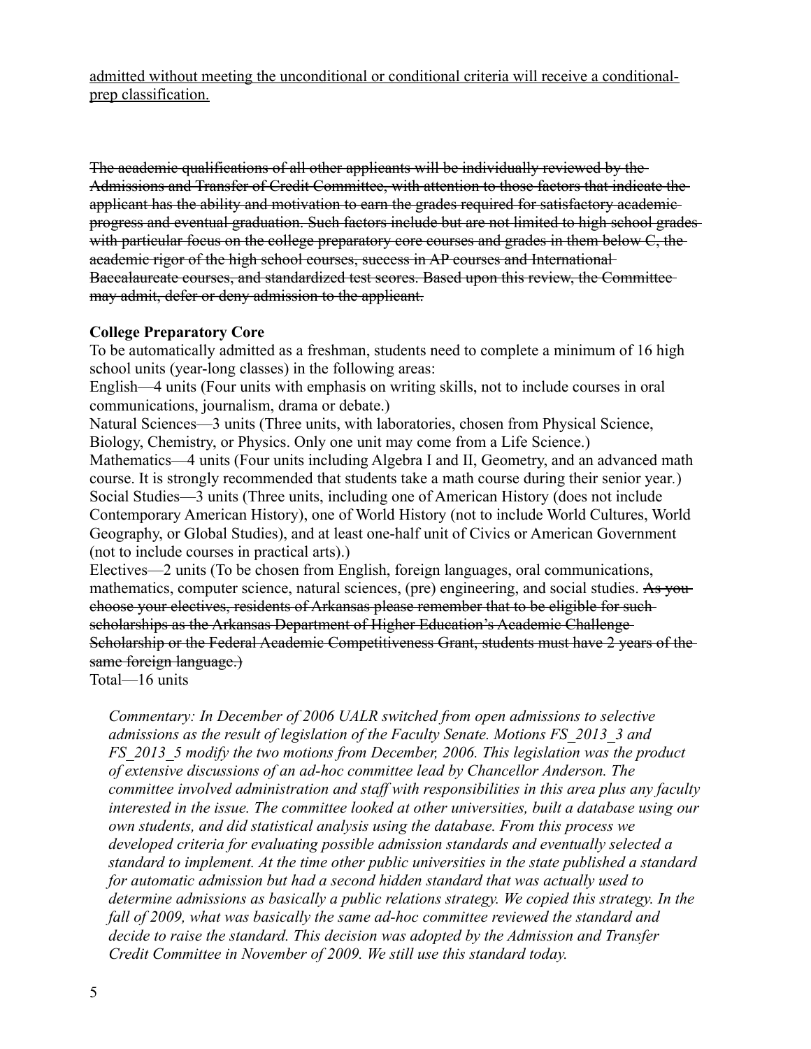<u>admitted without meeting the unconditional or conditional criteria will receive a conditional-prep classification.</u>

~~The academic qualifications of all other applicants will be individually reviewed by the Admissions and Transfer of Credit Committee, with attention to those factors that indicate the applicant has the ability and motivation to earn the grades required for satisfactory academic progress and eventual graduation. Such factors include but are not limited to high school grades with particular focus on the college preparatory core courses and grades in them below C, the academic rigor of the high school courses, success in AP courses and International Baccalaureate courses, and standardized test scores. Based upon this review, the Committee may admit, defer or deny admission to the applicant.~~

**College Preparatory Core**

To be automatically admitted as a freshman, students need to complete a minimum of 16 high school units (year-long classes) in the following areas:

English—4 units (Four units with emphasis on writing skills, not to include courses in oral communications, journalism, drama or debate.)

Natural Sciences—3 units (Three units, with laboratories, chosen from Physical Science, Biology, Chemistry, or Physics. Only one unit may come from a Life Science.)

Mathematics—4 units (Four units including Algebra I and II, Geometry, and an advanced math course. It is strongly recommended that students take a math course during their senior year.)

Social Studies—3 units (Three units, including one of American History (does not include Contemporary American History), one of World History (not to include World Cultures, World Geography, or Global Studies), and at least one-half unit of Civics or American Government (not to include courses in practical arts).)

Electives—2 units (To be chosen from English, foreign languages, oral communications, mathematics, computer science, natural sciences, (pre) engineering, and social studies. ~~As you choose your electives, residents of Arkansas please remember that to be eligible for such scholarships as the Arkansas Department of Higher Education's Academic Challenge Scholarship or the Federal Academic Competitiveness Grant, students must have 2 years of the same foreign language.)~~

Total—16 units

*Commentary: In December of 2006 UALR switched from open admissions to selective admissions as the result of legislation of the Faculty Senate. Motions FS_2013_3 and FS_2013_5 modify the two motions from December, 2006. This legislation was the product of extensive discussions of an ad-hoc committee lead by Chancellor Anderson. The committee involved administration and staff with responsibilities in this area plus any faculty interested in the issue. The committee looked at other universities, built a database using our own students, and did statistical analysis using the database. From this process we developed criteria for evaluating possible admission standards and eventually selected a standard to implement. At the time other public universities in the state published a standard for automatic admission but had a second hidden standard that was actually used to determine admissions as basically a public relations strategy. We copied this strategy. In the fall of 2009, what was basically the same ad-hoc committee reviewed the standard and decide to raise the standard. This decision was adopted by the Admission and Transfer Credit Committee in November of 2009. We still use this standard today.*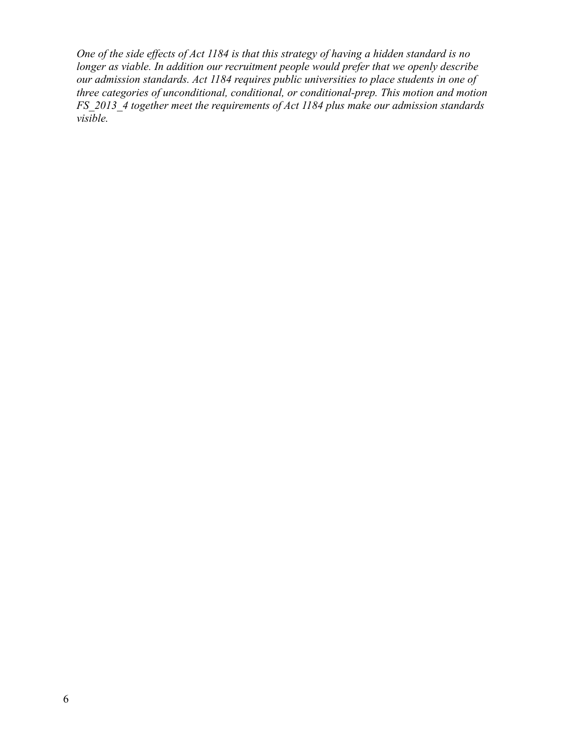*One of the side effects of Act 1184 is that this strategy of having a hidden standard is no longer as viable. In addition our recruitment people would prefer that we openly describe our admission standards. Act 1184 requires public universities to place students in one of three categories of unconditional, conditional, or conditional-prep. This motion and motion FS_2013_4 together meet the requirements of Act 1184 plus make our admission standards visible.*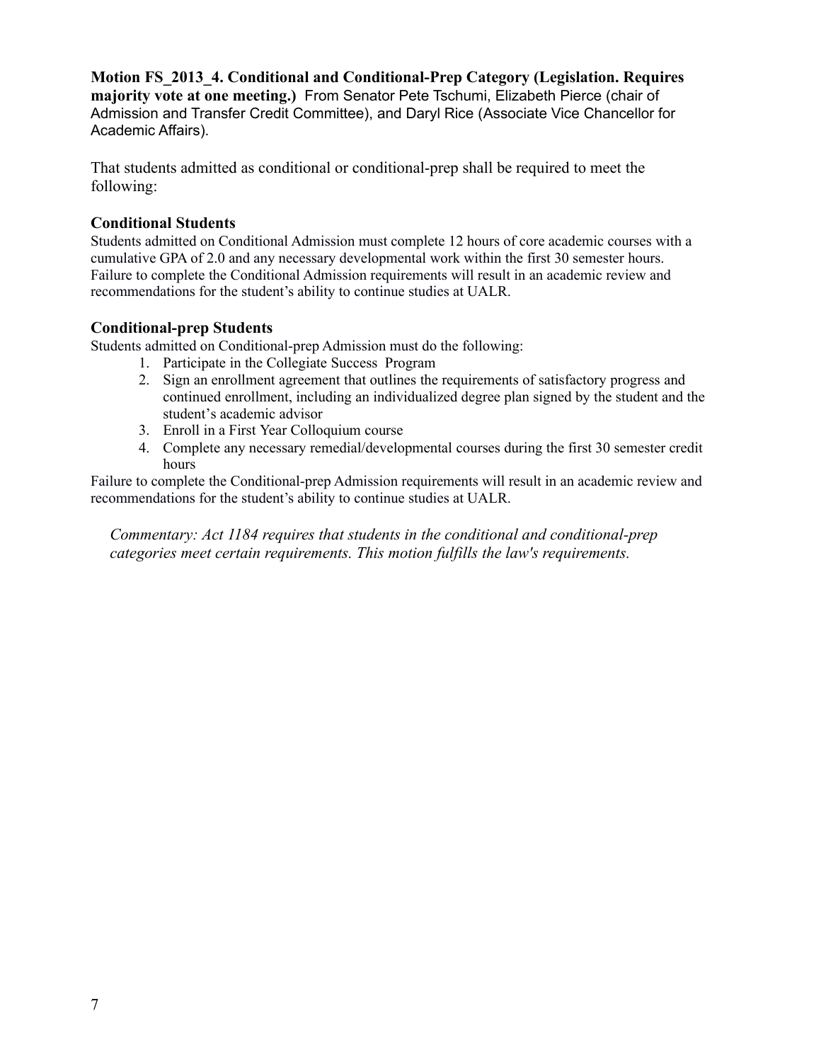**Motion FS_2013_4. Conditional and Conditional-Prep Category (Legislation. Requires majority vote at one meeting.)** From Senator Pete Tschumi, Elizabeth Pierce (chair of Admission and Transfer Credit Committee), and Daryl Rice (Associate Vice Chancellor for Academic Affairs).

That students admitted as conditional or conditional-prep shall be required to meet the following:

### Conditional Students

Students admitted on Conditional Admission must complete 12 hours of core academic courses with a cumulative GPA of 2.0 and any necessary developmental work within the first 30 semester hours. Failure to complete the Conditional Admission requirements will result in an academic review and recommendations for the student's ability to continue studies at UALR.

### Conditional-prep Students

Students admitted on Conditional-prep Admission must do the following:

1. Participate in the Collegiate Success Program
2. Sign an enrollment agreement that outlines the requirements of satisfactory progress and continued enrollment, including an individualized degree plan signed by the student and the student's academic advisor
3. Enroll in a First Year Colloquium course
4. Complete any necessary remedial/developmental courses during the first 30 semester credit hours

Failure to complete the Conditional-prep Admission requirements will result in an academic review and recommendations for the student's ability to continue studies at UALR.

*Commentary: Act 1184 requires that students in the conditional and conditional-prep categories meet certain requirements. This motion fulfills the law's requirements.*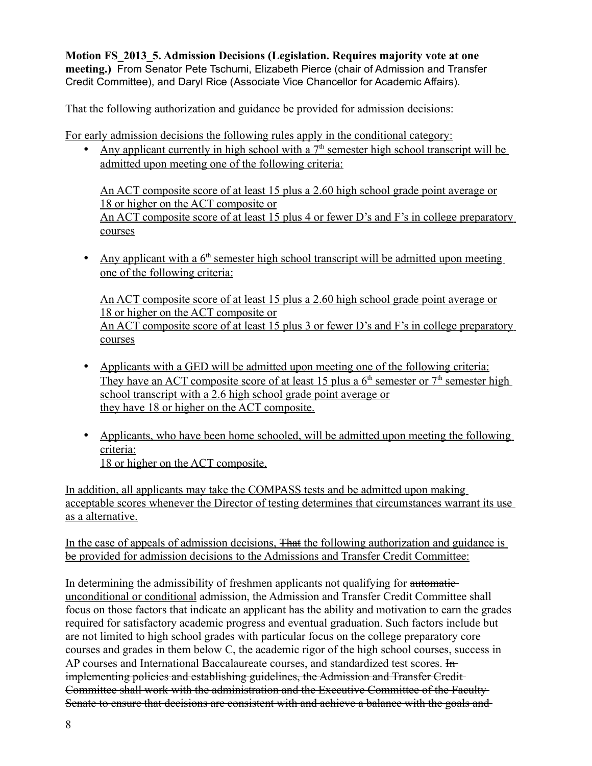**Motion FS_2013_5. Admission Decisions (Legislation. Requires majority vote at one meeting.)** From Senator Pete Tschumi, Elizabeth Pierce (chair of Admission and Transfer Credit Committee), and Daryl Rice (Associate Vice Chancellor for Academic Affairs).

That the following authorization and guidance be provided for admission decisions:

<u>For early admission decisions the following rules apply in the conditional category:</u>

- <u>Any applicant currently in high school with a 7th semester high school transcript will be admitted upon meeting one of the following criteria:</u>

  <u>An ACT composite score of at least 15 plus a 2.60 high school grade point average or</u>
  <u>18 or higher on the ACT composite or</u>
  <u>An ACT composite score of at least 15 plus 4 or fewer D's and F's in college preparatory courses</u>

- <u>Any applicant with a 6th semester high school transcript will be admitted upon meeting one of the following criteria:</u>

  <u>An ACT composite score of at least 15 plus a 2.60 high school grade point average or</u>
  <u>18 or higher on the ACT composite or</u>
  <u>An ACT composite score of at least 15 plus 3 or fewer D's and F's in college preparatory courses</u>

- <u>Applicants with a GED will be admitted upon meeting one of the following criteria:</u>
  <u>They have an ACT composite score of at least 15 plus a 6th semester or 7th semester high school transcript with a 2.6 high school grade point average or</u>
  <u>they have 18 or higher on the ACT composite.</u>

- <u>Applicants, who have been home schooled, will be admitted upon meeting the following criteria:</u>
  <u>18 or higher on the ACT composite.</u>

<u>In addition, all applicants may take the COMPASS tests and be admitted upon making acceptable scores whenever the Director of testing determines that circumstances warrant its use as a alternative.</u>

<u>In the case of appeals of admission decisions,</u> ~~That~~ <u>the following authorization and guidance is</u> ~~be~~ <u>provided for admission decisions to the Admissions and Transfer Credit Committee:</u>

In determining the admissibility of freshmen applicants not qualifying for ~~automatic~~ <u>unconditional or conditional</u> admission, the Admission and Transfer Credit Committee shall focus on those factors that indicate an applicant has the ability and motivation to earn the grades required for satisfactory academic progress and eventual graduation. Such factors include but are not limited to high school grades with particular focus on the college preparatory core courses and grades in them below C, the academic rigor of the high school courses, success in AP courses and International Baccalaureate courses, and standardized test scores. ~~In implementing policies and establishing guidelines, the Admission and Transfer Credit Committee shall work with the administration and the Executive Committee of the Faculty Senate to ensure that decisions are consistent with and achieve a balance with the goals and~~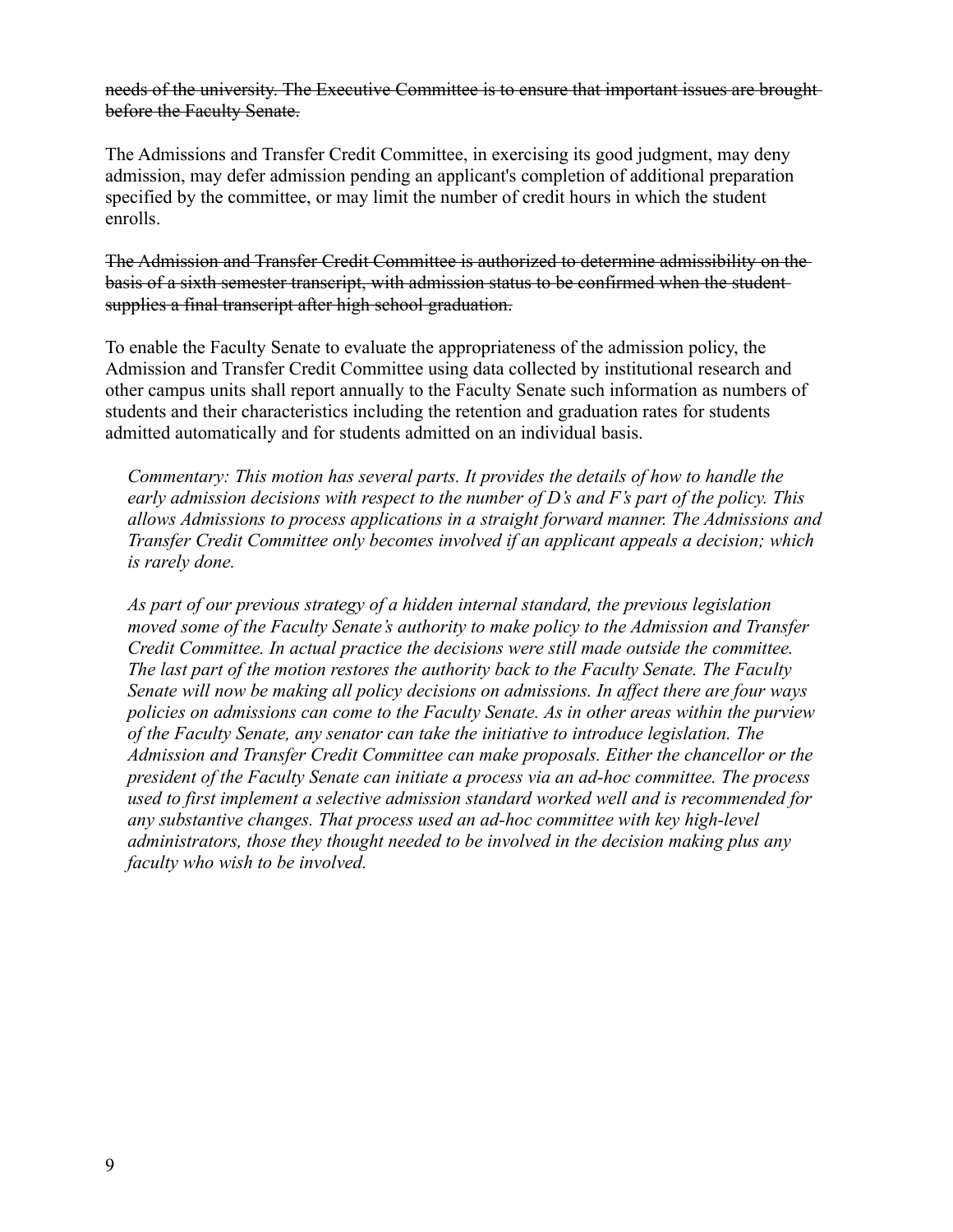~~needs of the university. The Executive Committee is to ensure that important issues are brought before the Faculty Senate.~~

The Admissions and Transfer Credit Committee, in exercising its good judgment, may deny admission, may defer admission pending an applicant's completion of additional preparation specified by the committee, or may limit the number of credit hours in which the student enrolls.

~~The Admission and Transfer Credit Committee is authorized to determine admissibility on the basis of a sixth semester transcript, with admission status to be confirmed when the student supplies a final transcript after high school graduation.~~

To enable the Faculty Senate to evaluate the appropriateness of the admission policy, the Admission and Transfer Credit Committee using data collected by institutional research and other campus units shall report annually to the Faculty Senate such information as numbers of students and their characteristics including the retention and graduation rates for students admitted automatically and for students admitted on an individual basis.

> *Commentary: This motion has several parts. It provides the details of how to handle the early admission decisions with respect to the number of D's and F's part of the policy. This allows Admissions to process applications in a straight forward manner. The Admissions and Transfer Credit Committee only becomes involved if an applicant appeals a decision; which is rarely done.*
>
> *As part of our previous strategy of a hidden internal standard, the previous legislation moved some of the Faculty Senate's authority to make policy to the Admission and Transfer Credit Committee. In actual practice the decisions were still made outside the committee. The last part of the motion restores the authority back to the Faculty Senate. The Faculty Senate will now be making all policy decisions on admissions. In affect there are four ways policies on admissions can come to the Faculty Senate. As in other areas within the purview of the Faculty Senate, any senator can take the initiative to introduce legislation. The Admission and Transfer Credit Committee can make proposals. Either the chancellor or the president of the Faculty Senate can initiate a process via an ad-hoc committee. The process used to first implement a selective admission standard worked well and is recommended for any substantive changes. That process used an ad-hoc committee with key high-level administrators, those they thought needed to be involved in the decision making plus any faculty who wish to be involved.*